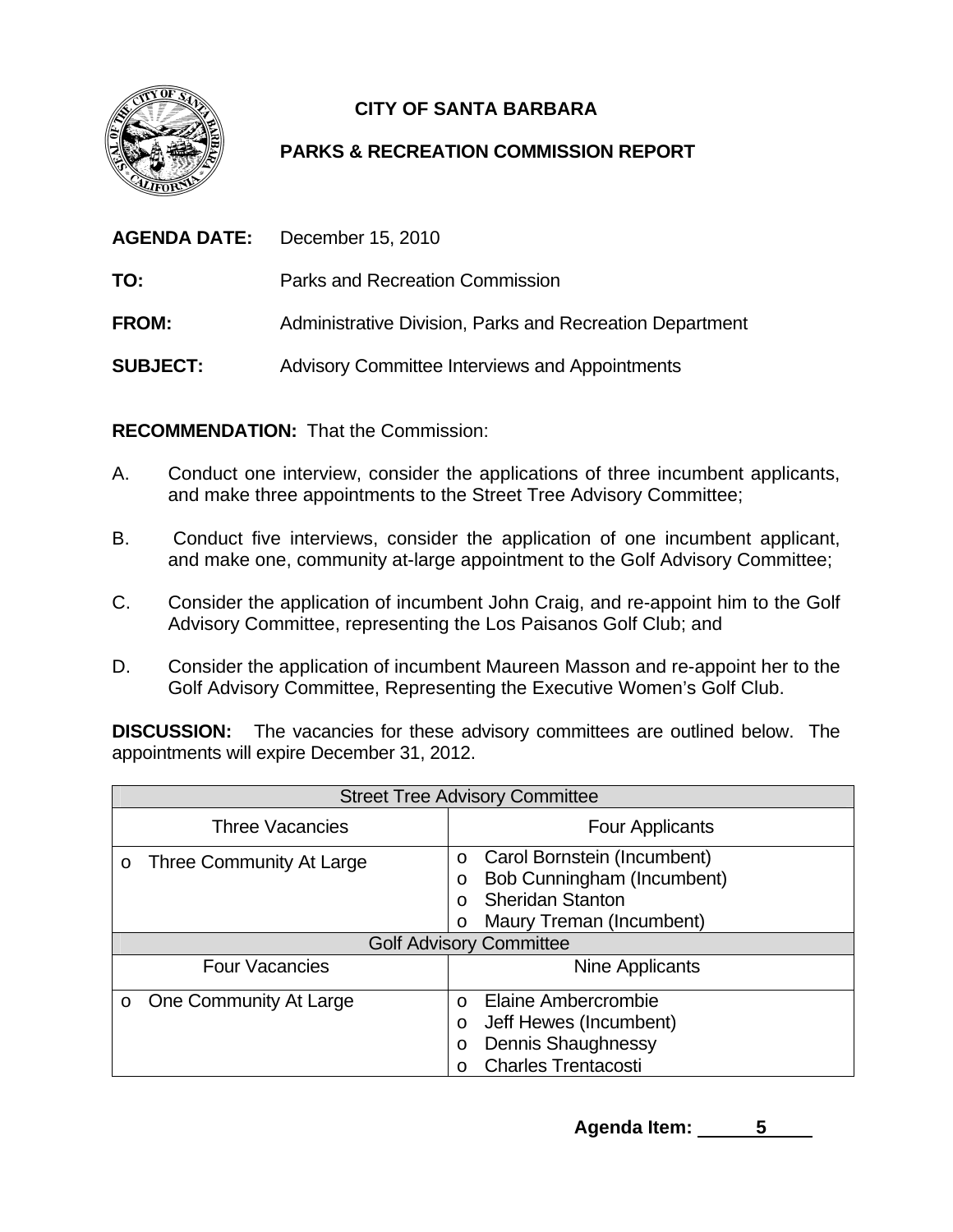# CITY OF SANTA BARBARA

## PARKS & RECREATION COMMISSION REPORT

**AGENDA DATE:** December 15, 2010

**TO:** Parks and Recreation Commission

**FROM:** Administrative Division, Parks and Recreation Department

**SUBJECT:** Advisory Committee Interviews and Appointments

**RECOMMENDATION:** That the Commission:

A. Conduct one interview, consider the applications of three incumbent applicants, and make three appointments to the Street Tree Advisory Committee;

B. Conduct five interviews, consider the application of one incumbent applicant, and make one, community at-large appointment to the Golf Advisory Committee;

C. Consider the application of incumbent John Craig, and re-appoint him to the Golf Advisory Committee, representing the Los Paisanos Golf Club; and

D. Consider the application of incumbent Maureen Masson and re-appoint her to the Golf Advisory Committee, Representing the Executive Women's Golf Club.

**DISCUSSION:** The vacancies for these advisory committees are outlined below. The appointments will expire December 31, 2012.

| Street Tree Advisory Committee | |
|---|---|
| Three Vacancies | Four Applicants |
| o Three Community At Large | o Carol Bornstein (Incumbent)<br>o Bob Cunningham (Incumbent)<br>o Sheridan Stanton<br>o Maury Treman (Incumbent) |
| **Golf Advisory Committee** | |
| Four Vacancies | Nine Applicants |
| o One Community At Large | o Elaine Ambercrombie<br>o Jeff Hewes (Incumbent)<br>o Dennis Shaughnessy<br>o Charles Trentacosti |

**Agenda Item: 5**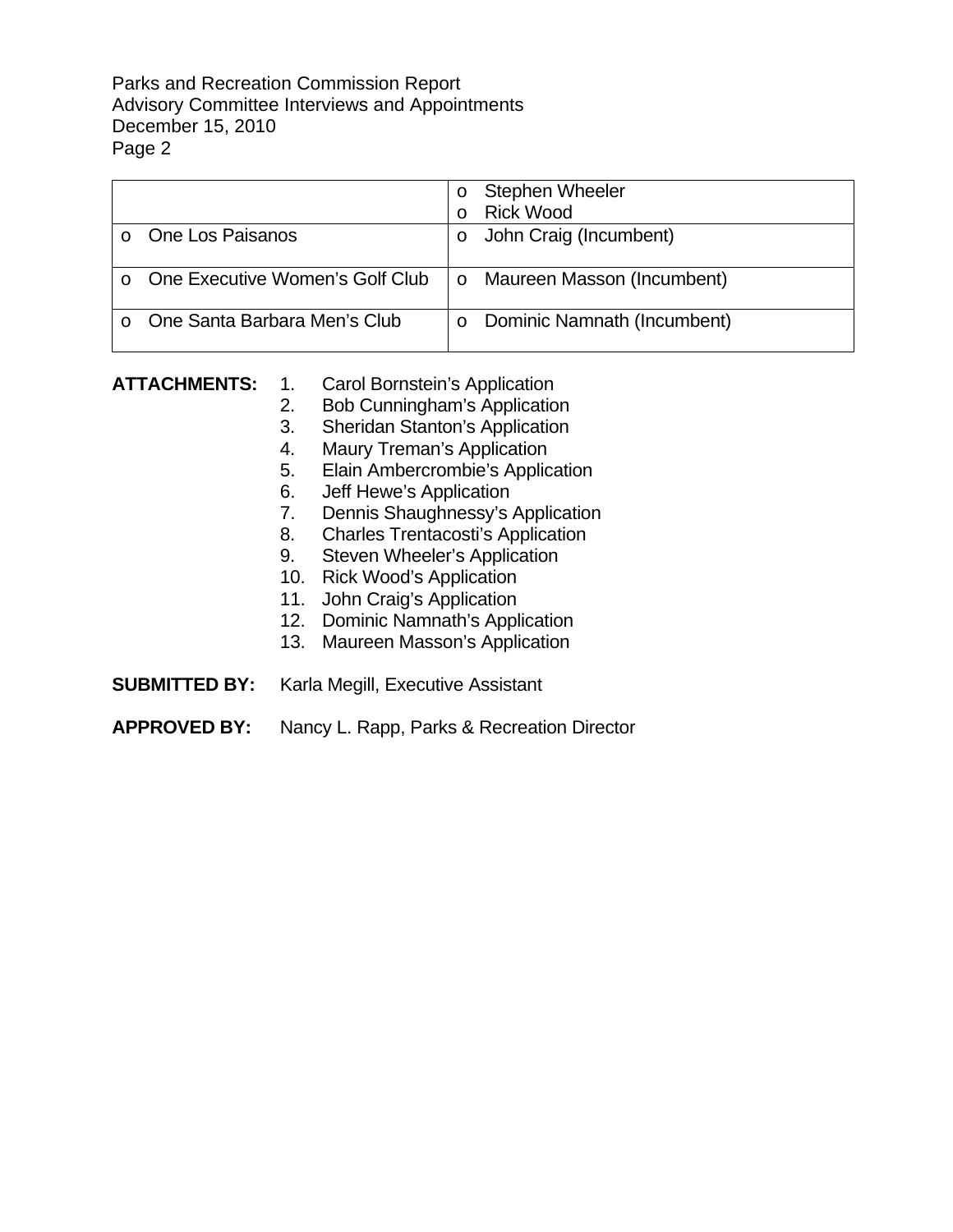| | |
|---|---|
| | o Stephen Wheeler<br>o Rick Wood |
| o One Los Paisanos | o John Craig (Incumbent) |
| o One Executive Women's Golf Club | o Maureen Masson (Incumbent) |
| o One Santa Barbara Men's Club | o Dominic Namnath (Incumbent) |

**ATTACHMENTS:**

1. Carol Bornstein's Application
2. Bob Cunningham's Application
3. Sheridan Stanton's Application
4. Maury Treman's Application
5. Elain Ambercrombie's Application
6. Jeff Hewe's Application
7. Dennis Shaughnessy's Application
8. Charles Trentacosti's Application
9. Steven Wheeler's Application
10. Rick Wood's Application
11. John Craig's Application
12. Dominic Namnath's Application
13. Maureen Masson's Application

**SUBMITTED BY:** Karla Megill, Executive Assistant

**APPROVED BY:** Nancy L. Rapp, Parks & Recreation Director